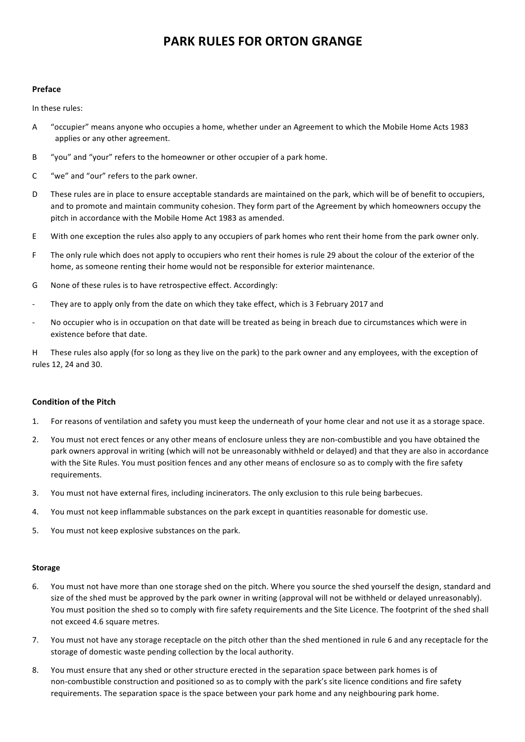# PARK RULES FOR ORTON GRANGE

**Preface**

In these rules:

A "occupier" means anyone who occupies a home, whether under an Agreement to which the Mobile Home Acts 1983 applies or any other agreement.

B "you" and "your" refers to the homeowner or other occupier of a park home.

C "we" and "our" refers to the park owner.

D These rules are in place to ensure acceptable standards are maintained on the park, which will be of benefit to occupiers, and to promote and maintain community cohesion. They form part of the Agreement by which homeowners occupy the pitch in accordance with the Mobile Home Act 1983 as amended.

E With one exception the rules also apply to any occupiers of park homes who rent their home from the park owner only.

F The only rule which does not apply to occupiers who rent their homes is rule 29 about the colour of the exterior of the home, as someone renting their home would not be responsible for exterior maintenance.

G None of these rules is to have retrospective effect. Accordingly:

- They are to apply only from the date on which they take effect, which is 3 February 2017 and
- No occupier who is in occupation on that date will be treated as being in breach due to circumstances which were in existence before that date.

H These rules also apply (for so long as they live on the park) to the park owner and any employees, with the exception of rules 12, 24 and 30.

**Condition of the Pitch**

1. For reasons of ventilation and safety you must keep the underneath of your home clear and not use it as a storage space.
2. You must not erect fences or any other means of enclosure unless they are non-combustible and you have obtained the park owners approval in writing (which will not be unreasonably withheld or delayed) and that they are also in accordance with the Site Rules. You must position fences and any other means of enclosure so as to comply with the fire safety requirements.
3. You must not have external fires, including incinerators. The only exclusion to this rule being barbecues.
4. You must not keep inflammable substances on the park except in quantities reasonable for domestic use.
5. You must not keep explosive substances on the park.

**Storage**

6. You must not have more than one storage shed on the pitch. Where you source the shed yourself the design, standard and size of the shed must be approved by the park owner in writing (approval will not be withheld or delayed unreasonably). You must position the shed so to comply with fire safety requirements and the Site Licence. The footprint of the shed shall not exceed 4.6 square metres.
7. You must not have any storage receptacle on the pitch other than the shed mentioned in rule 6 and any receptacle for the storage of domestic waste pending collection by the local authority.
8. You must ensure that any shed or other structure erected in the separation space between park homes is of non-combustible construction and positioned so as to comply with the park's site licence conditions and fire safety requirements. The separation space is the space between your park home and any neighbouring park home.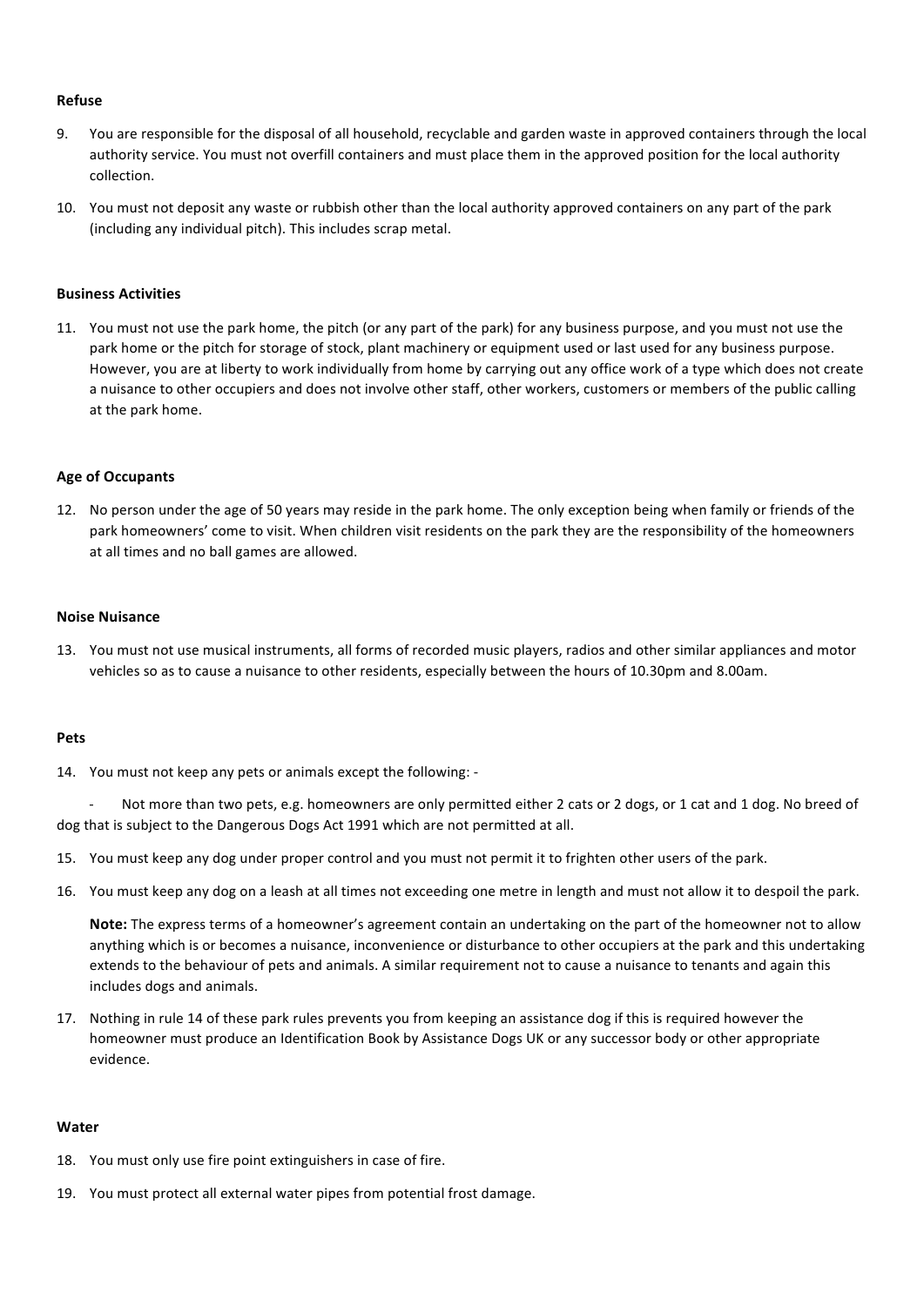**Refuse**

9. You are responsible for the disposal of all household, recyclable and garden waste in approved containers through the local authority service. You must not overfill containers and must place them in the approved position for the local authority collection.

10. You must not deposit any waste or rubbish other than the local authority approved containers on any part of the park (including any individual pitch). This includes scrap metal.

**Business Activities**

11. You must not use the park home, the pitch (or any part of the park) for any business purpose, and you must not use the park home or the pitch for storage of stock, plant machinery or equipment used or last used for any business purpose. However, you are at liberty to work individually from home by carrying out any office work of a type which does not create a nuisance to other occupiers and does not involve other staff, other workers, customers or members of the public calling at the park home.

**Age of Occupants**

12. No person under the age of 50 years may reside in the park home. The only exception being when family or friends of the park homeowners' come to visit. When children visit residents on the park they are the responsibility of the homeowners at all times and no ball games are allowed.

**Noise Nuisance**

13. You must not use musical instruments, all forms of recorded music players, radios and other similar appliances and motor vehicles so as to cause a nuisance to other residents, especially between the hours of 10.30pm and 8.00am.

**Pets**

14. You must not keep any pets or animals except the following: -

    - Not more than two pets, e.g. homeowners are only permitted either 2 cats or 2 dogs, or 1 cat and 1 dog. No breed of dog that is subject to the Dangerous Dogs Act 1991 which are not permitted at all.

15. You must keep any dog under proper control and you must not permit it to frighten other users of the park.

16. You must keep any dog on a leash at all times not exceeding one metre in length and must not allow it to despoil the park.

    **Note:** The express terms of a homeowner's agreement contain an undertaking on the part of the homeowner not to allow anything which is or becomes a nuisance, inconvenience or disturbance to other occupiers at the park and this undertaking extends to the behaviour of pets and animals. A similar requirement not to cause a nuisance to tenants and again this includes dogs and animals.

17. Nothing in rule 14 of these park rules prevents you from keeping an assistance dog if this is required however the homeowner must produce an Identification Book by Assistance Dogs UK or any successor body or other appropriate evidence.

**Water**

18. You must only use fire point extinguishers in case of fire.

19. You must protect all external water pipes from potential frost damage.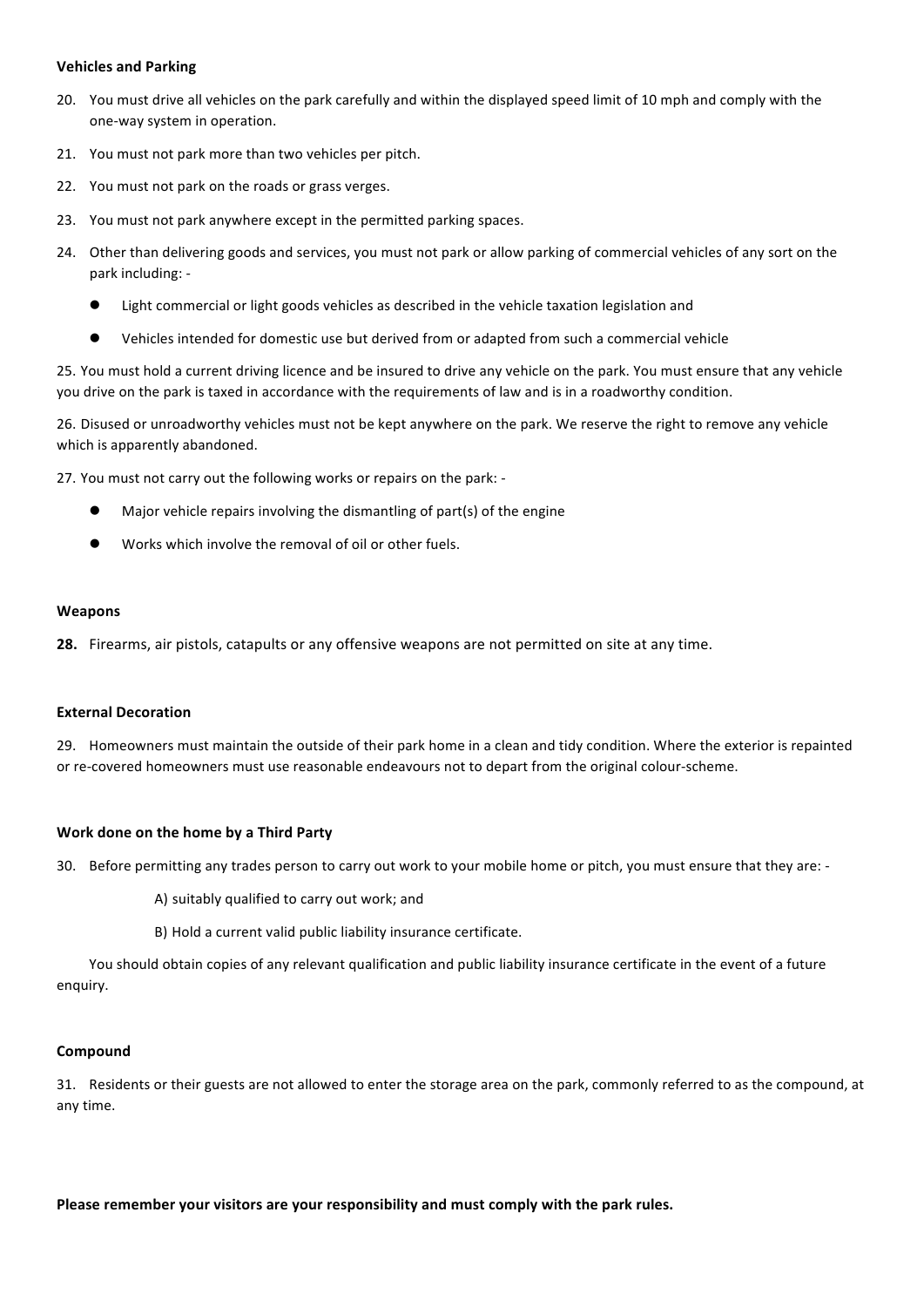**Vehicles and Parking**

20. You must drive all vehicles on the park carefully and within the displayed speed limit of 10 mph and comply with the one-way system in operation.

21. You must not park more than two vehicles per pitch.

22. You must not park on the roads or grass verges.

23. You must not park anywhere except in the permitted parking spaces.

24. Other than delivering goods and services, you must not park or allow parking of commercial vehicles of any sort on the park including: -

    - Light commercial or light goods vehicles as described in the vehicle taxation legislation and
    - Vehicles intended for domestic use but derived from or adapted from such a commercial vehicle

25. You must hold a current driving licence and be insured to drive any vehicle on the park. You must ensure that any vehicle you drive on the park is taxed in accordance with the requirements of law and is in a roadworthy condition.

26. Disused or unroadworthy vehicles must not be kept anywhere on the park. We reserve the right to remove any vehicle which is apparently abandoned.

27. You must not carry out the following works or repairs on the park: -

    - Major vehicle repairs involving the dismantling of part(s) of the engine
    - Works which involve the removal of oil or other fuels.

**Weapons**

**28.** Firearms, air pistols, catapults or any offensive weapons are not permitted on site at any time.

**External Decoration**

29. Homeowners must maintain the outside of their park home in a clean and tidy condition. Where the exterior is repainted or re-covered homeowners must use reasonable endeavours not to depart from the original colour-scheme.

**Work done on the home by a Third Party**

30. Before permitting any trades person to carry out work to your mobile home or pitch, you must ensure that they are: -

A) suitably qualified to carry out work; and

B) Hold a current valid public liability insurance certificate.

You should obtain copies of any relevant qualification and public liability insurance certificate in the event of a future enquiry.

**Compound**

31. Residents or their guests are not allowed to enter the storage area on the park, commonly referred to as the compound, at any time.

**Please remember your visitors are your responsibility and must comply with the park rules.**